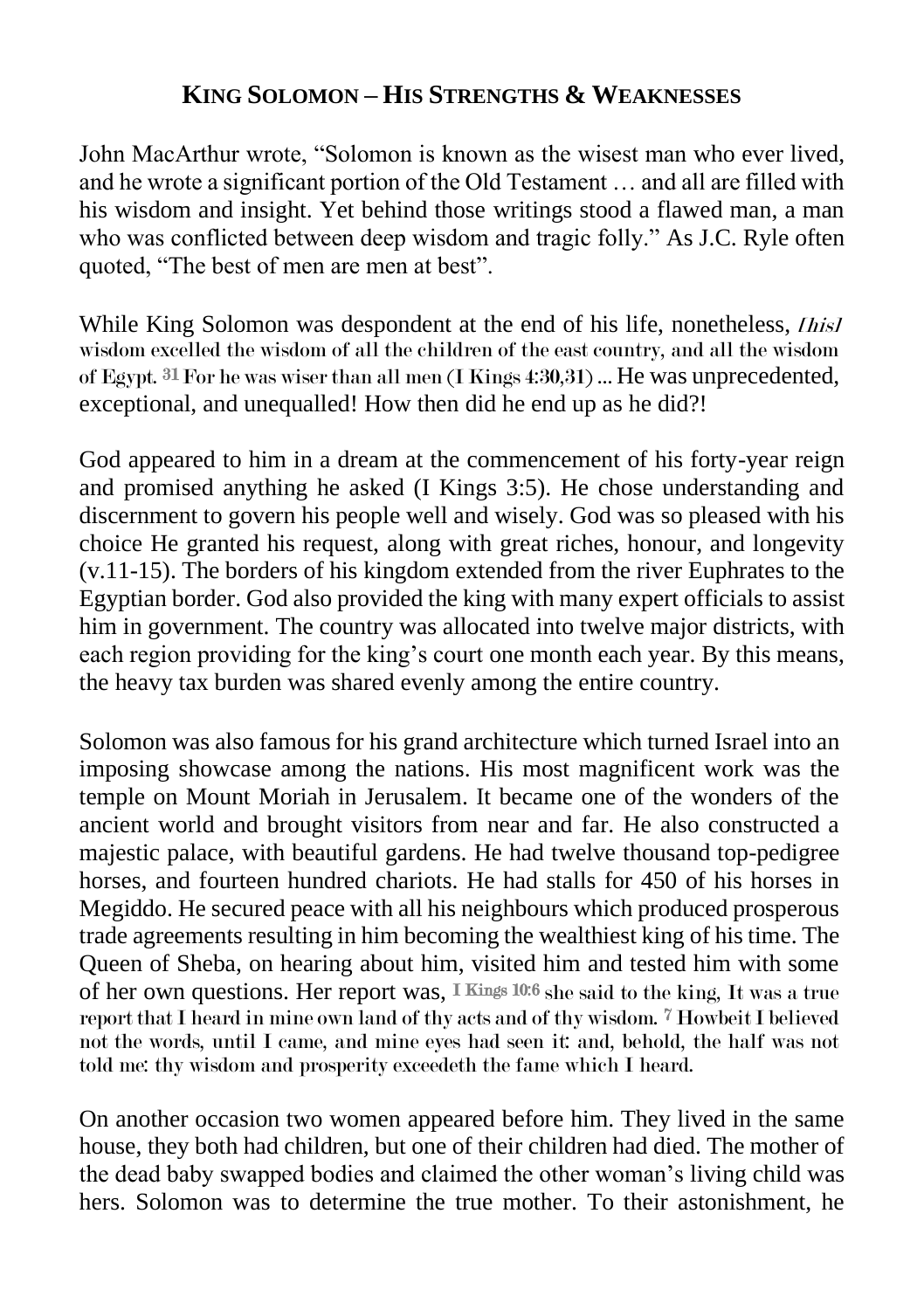## KING SOLOMON – HIS STRENGTHS & WEAKNESSES

John MacArthur wrote, "Solomon is known as the wisest man who ever lived, and he wrote a significant portion of the Old Testament … and all are filled with his wisdom and insight. Yet behind those writings stood a flawed man, a man who was conflicted between deep wisdom and tragic folly." As J.C. Ryle often quoted, "The best of men are men at best".

While King Solomon was despondent at the end of his life, nonetheless, *[his]* wisdom excelled the wisdom of all the children of the east country, and all the wisdom of Egypt. 31 For he was wiser than all men (I Kings 4:30,31) ... He was unprecedented, exceptional, and unequalled! How then did he end up as he did?!

God appeared to him in a dream at the commencement of his forty-year reign and promised anything he asked (I Kings 3:5). He chose understanding and discernment to govern his people well and wisely. God was so pleased with his choice He granted his request, along with great riches, honour, and longevity (v.11-15). The borders of his kingdom extended from the river Euphrates to the Egyptian border. God also provided the king with many expert officials to assist him in government. The country was allocated into twelve major districts, with each region providing for the king's court one month each year. By this means, the heavy tax burden was shared evenly among the entire country.

Solomon was also famous for his grand architecture which turned Israel into an imposing showcase among the nations. His most magnificent work was the temple on Mount Moriah in Jerusalem. It became one of the wonders of the ancient world and brought visitors from near and far. He also constructed a majestic palace, with beautiful gardens. He had twelve thousand top-pedigree horses, and fourteen hundred chariots. He had stalls for 450 of his horses in Megiddo. He secured peace with all his neighbours which produced prosperous trade agreements resulting in him becoming the wealthiest king of his time. The Queen of Sheba, on hearing about him, visited him and tested him with some of her own questions. Her report was, I Kings 10:6 she said to the king, It was a true report that I heard in mine own land of thy acts and of thy wisdom. 7 Howbeit I believed not the words, until I came, and mine eyes had seen it: and, behold, the half was not told me: thy wisdom and prosperity exceedeth the fame which I heard.

On another occasion two women appeared before him. They lived in the same house, they both had children, but one of their children had died. The mother of the dead baby swapped bodies and claimed the other woman's living child was hers. Solomon was to determine the true mother. To their astonishment, he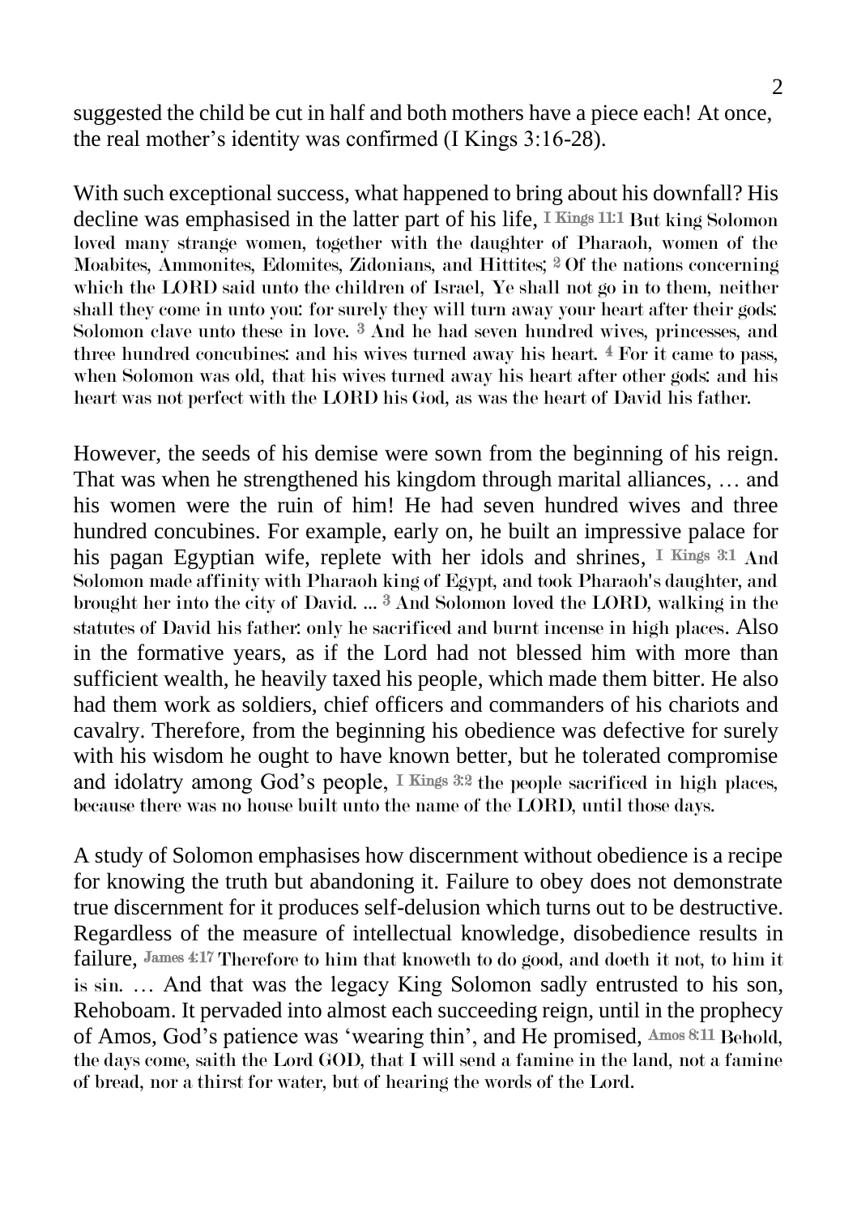suggested the child be cut in half and both mothers have a piece each! At once, the real mother's identity was confirmed (I Kings 3:16-28).

With such exceptional success, what happened to bring about his downfall? His decline was emphasised in the latter part of his life, I Kings 11:1 But king Solomon loved many strange women, together with the daughter of Pharaoh, women of the Moabites, Ammonites, Edomites, Zidonians, and Hittites; 2 Of the nations concerning which the LORD said unto the children of Israel, Ye shall not go in to them, neither shall they come in unto you: for surely they will turn away your heart after their gods: Solomon clave unto these in love. 3 And he had seven hundred wives, princesses, and three hundred concubines: and his wives turned away his heart. 4 For it came to pass, when Solomon was old, that his wives turned away his heart after other gods: and his heart was not perfect with the LORD his God, as was the heart of David his father.

However, the seeds of his demise were sown from the beginning of his reign. That was when he strengthened his kingdom through marital alliances, … and his women were the ruin of him! He had seven hundred wives and three hundred concubines. For example, early on, he built an impressive palace for his pagan Egyptian wife, replete with her idols and shrines, I Kings 3:1 And Solomon made affinity with Pharaoh king of Egypt, and took Pharaoh's daughter, and brought her into the city of David. ... 3 And Solomon loved the LORD, walking in the statutes of David his father: only he sacrificed and burnt incense in high places. Also in the formative years, as if the Lord had not blessed him with more than sufficient wealth, he heavily taxed his people, which made them bitter. He also had them work as soldiers, chief officers and commanders of his chariots and cavalry. Therefore, from the beginning his obedience was defective for surely with his wisdom he ought to have known better, but he tolerated compromise and idolatry among God's people, I Kings 3:2 the people sacrificed in high places, because there was no house built unto the name of the LORD, until those days.

A study of Solomon emphasises how discernment without obedience is a recipe for knowing the truth but abandoning it. Failure to obey does not demonstrate true discernment for it produces self-delusion which turns out to be destructive. Regardless of the measure of intellectual knowledge, disobedience results in failure, James 4:17 Therefore to him that knoweth to do good, and doeth it not, to him it is sin. … And that was the legacy King Solomon sadly entrusted to his son, Rehoboam. It pervaded into almost each succeeding reign, until in the prophecy of Amos, God's patience was 'wearing thin', and He promised, Amos 8:11 Behold, the days come, saith the Lord GOD, that I will send a famine in the land, not a famine of bread, nor a thirst for water, but of hearing the words of the Lord.